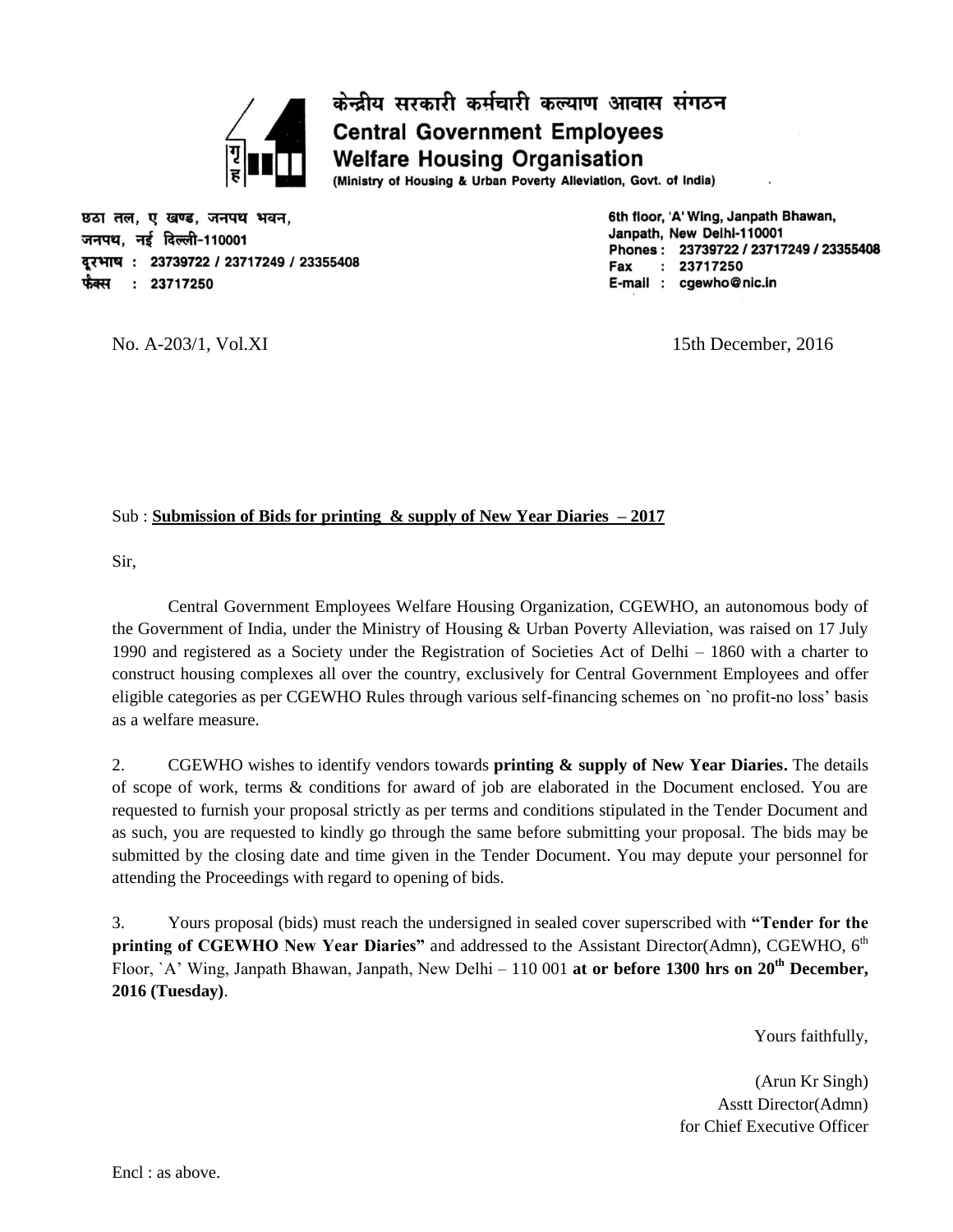# केन्द्रीय सरकारी कर्मचारी कल्याण आवास संगठन

# Central Government Employees Welfare Housing Organisation

(Ministry of Housing & Urban Poverty Alleviation, Govt. of India)

छठा तल, ए खण्ड, जनपथ भवन,
जनपथ, नई दिल्ली-110001
दूरभाष : 23739722 / 23717249 / 23355408
फैक्स : 23717250

6th floor, 'A' Wing, Janpath Bhawan,
Janpath, New Delhi-110001
Phones : 23739722 / 23717249 / 23355408
Fax : 23717250
E-mail : cgewho@nic.in

No. A-203/1, Vol.XI

15th December, 2016

Sub : **Submission of Bids for printing & supply of New Year Diaries – 2017**

Sir,

Central Government Employees Welfare Housing Organization, CGEWHO, an autonomous body of the Government of India, under the Ministry of Housing & Urban Poverty Alleviation, was raised on 17 July 1990 and registered as a Society under the Registration of Societies Act of Delhi – 1860 with a charter to construct housing complexes all over the country, exclusively for Central Government Employees and offer eligible categories as per CGEWHO Rules through various self-financing schemes on `no profit-no loss' basis as a welfare measure.

2. CGEWHO wishes to identify vendors towards **printing & supply of New Year Diaries.** The details of scope of work, terms & conditions for award of job are elaborated in the Document enclosed. You are requested to furnish your proposal strictly as per terms and conditions stipulated in the Tender Document and as such, you are requested to kindly go through the same before submitting your proposal. The bids may be submitted by the closing date and time given in the Tender Document. You may depute your personnel for attending the Proceedings with regard to opening of bids.

3. Yours proposal (bids) must reach the undersigned in sealed cover superscribed with **"Tender for the printing of CGEWHO New Year Diaries"** and addressed to the Assistant Director(Admn), CGEWHO, 6th Floor, `A' Wing, Janpath Bhawan, Janpath, New Delhi – 110 001 **at or before 1300 hrs on 20th December, 2016 (Tuesday)**.

Yours faithfully,

(Arun Kr Singh)
Asstt Director(Admn)
for Chief Executive Officer

Encl : as above.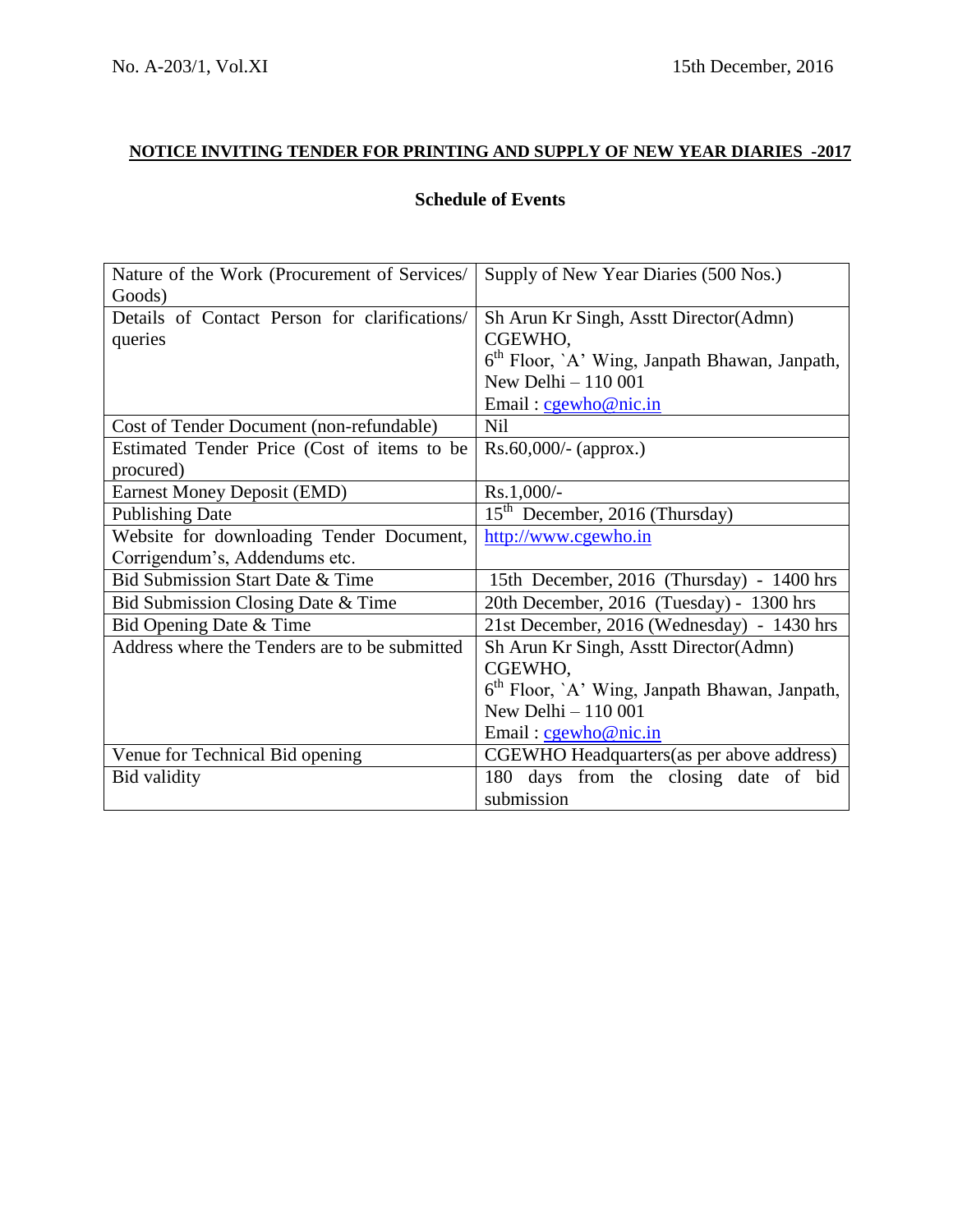No. A-203/1, Vol.XI                                                                                    15th December, 2016

**NOTICE INVITING TENDER FOR PRINTING AND SUPPLY OF NEW YEAR DIARIES -2017**

**Schedule of Events**

| | |
|---|---|
| Nature of the Work (Procurement of Services/ Goods) | Supply of New Year Diaries (500 Nos.) |
| Details of Contact Person for clarifications/ queries | Sh Arun Kr Singh, Asstt Director(Admn)<br>CGEWHO,<br>6th Floor, `A' Wing, Janpath Bhawan, Janpath,<br>New Delhi – 110 001<br>Email : cgewho@nic.in |
| Cost of Tender Document (non-refundable) | Nil |
| Estimated Tender Price (Cost of items to be procured) | Rs.60,000/- (approx.) |
| Earnest Money Deposit (EMD) | Rs.1,000/- |
| Publishing Date | 15th December, 2016 (Thursday) |
| Website for downloading Tender Document, Corrigendum's, Addendums etc. | http://www.cgewho.in |
| Bid Submission Start Date & Time | 15th December, 2016 (Thursday) - 1400 hrs |
| Bid Submission Closing Date & Time | 20th December, 2016 (Tuesday) - 1300 hrs |
| Bid Opening Date & Time | 21st December, 2016 (Wednesday) - 1430 hrs |
| Address where the Tenders are to be submitted | Sh Arun Kr Singh, Asstt Director(Admn)<br>CGEWHO,<br>6th Floor, `A' Wing, Janpath Bhawan, Janpath,<br>New Delhi – 110 001<br>Email : cgewho@nic.in |
| Venue for Technical Bid opening | CGEWHO Headquarters(as per above address) |
| Bid validity | 180 days from the closing date of bid submission |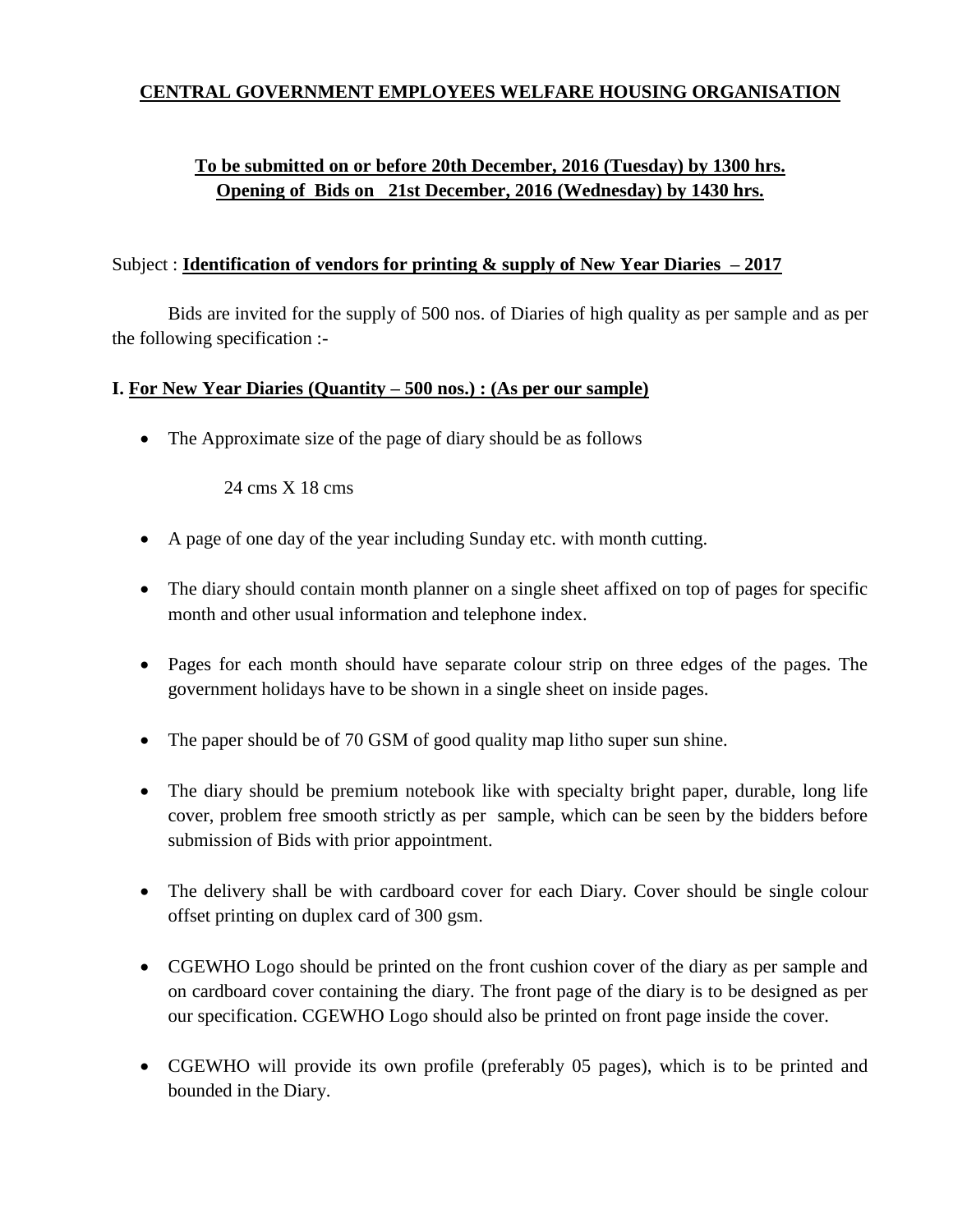**CENTRAL GOVERNMENT EMPLOYEES WELFARE HOUSING ORGANISATION**

**To be submitted on or before 20th December, 2016 (Tuesday) by 1300 hrs.**
**Opening of Bids on 21st December, 2016 (Wednesday) by 1430 hrs.**

Subject : **Identification of vendors for printing & supply of New Year Diaries – 2017**

Bids are invited for the supply of 500 nos. of Diaries of high quality as per sample and as per the following specification :-

**I. For New Year Diaries (Quantity – 500 nos.) : (As per our sample)**

- The Approximate size of the page of diary should be as follows

  24 cms X 18 cms

- A page of one day of the year including Sunday etc. with month cutting.
- The diary should contain month planner on a single sheet affixed on top of pages for specific month and other usual information and telephone index.
- Pages for each month should have separate colour strip on three edges of the pages. The government holidays have to be shown in a single sheet on inside pages.
- The paper should be of 70 GSM of good quality map litho super sun shine.
- The diary should be premium notebook like with specialty bright paper, durable, long life cover, problem free smooth strictly as per sample, which can be seen by the bidders before submission of Bids with prior appointment.
- The delivery shall be with cardboard cover for each Diary. Cover should be single colour offset printing on duplex card of 300 gsm.
- CGEWHO Logo should be printed on the front cushion cover of the diary as per sample and on cardboard cover containing the diary. The front page of the diary is to be designed as per our specification. CGEWHO Logo should also be printed on front page inside the cover.
- CGEWHO will provide its own profile (preferably 05 pages), which is to be printed and bounded in the Diary.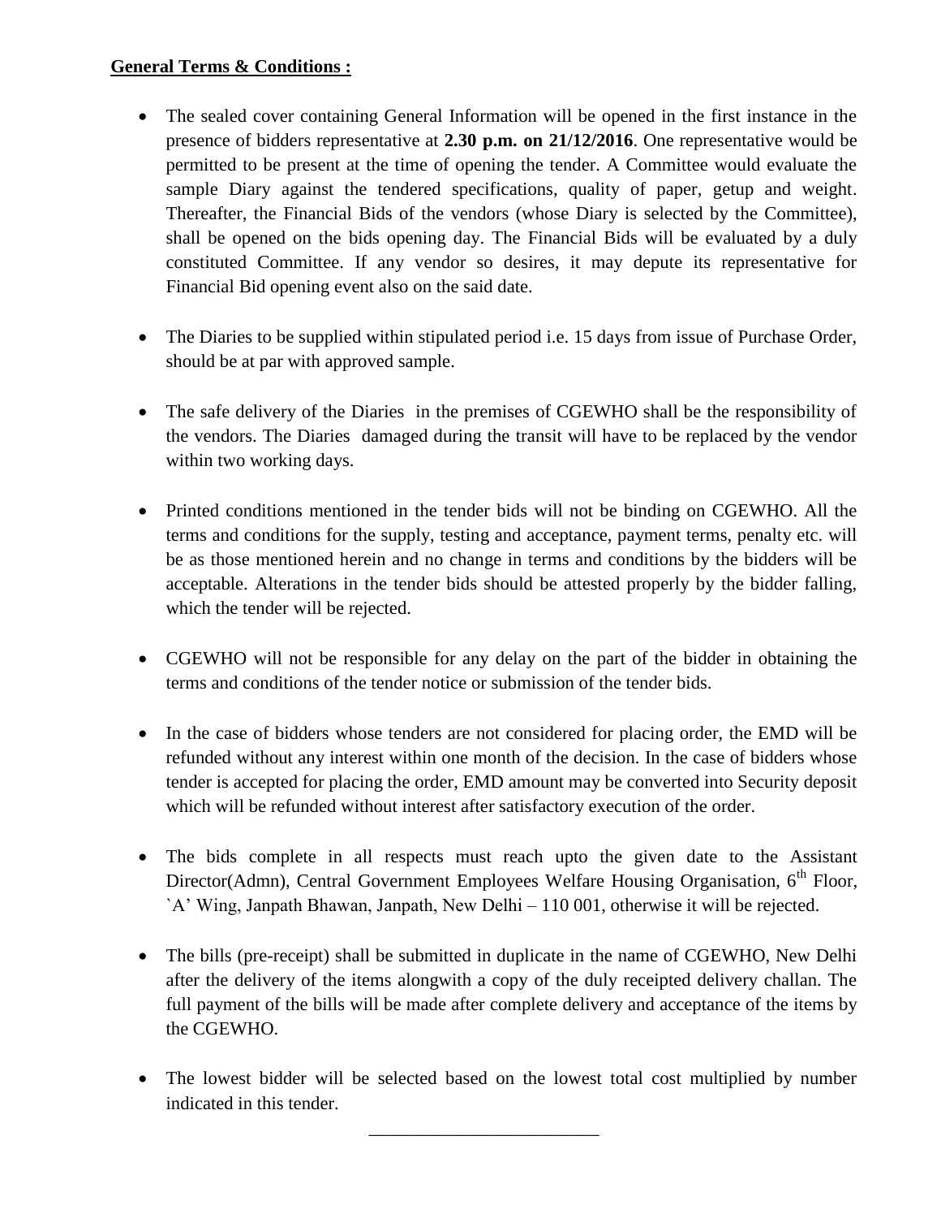**General Terms & Conditions :**

- The sealed cover containing General Information will be opened in the first instance in the presence of bidders representative at **2.30 p.m. on 21/12/2016**. One representative would be permitted to be present at the time of opening the tender. A Committee would evaluate the sample Diary against the tendered specifications, quality of paper, getup and weight. Thereafter, the Financial Bids of the vendors (whose Diary is selected by the Committee), shall be opened on the bids opening day. The Financial Bids will be evaluated by a duly constituted Committee. If any vendor so desires, it may depute its representative for Financial Bid opening event also on the said date.

- The Diaries to be supplied within stipulated period i.e. 15 days from issue of Purchase Order, should be at par with approved sample.

- The safe delivery of the Diaries in the premises of CGEWHO shall be the responsibility of the vendors. The Diaries damaged during the transit will have to be replaced by the vendor within two working days.

- Printed conditions mentioned in the tender bids will not be binding on CGEWHO. All the terms and conditions for the supply, testing and acceptance, payment terms, penalty etc. will be as those mentioned herein and no change in terms and conditions by the bidders will be acceptable. Alterations in the tender bids should be attested properly by the bidder falling, which the tender will be rejected.

- CGEWHO will not be responsible for any delay on the part of the bidder in obtaining the terms and conditions of the tender notice or submission of the tender bids.

- In the case of bidders whose tenders are not considered for placing order, the EMD will be refunded without any interest within one month of the decision. In the case of bidders whose tender is accepted for placing the order, EMD amount may be converted into Security deposit which will be refunded without interest after satisfactory execution of the order.

- The bids complete in all respects must reach upto the given date to the Assistant Director(Admn), Central Government Employees Welfare Housing Organisation, 6th Floor, `A' Wing, Janpath Bhawan, Janpath, New Delhi – 110 001, otherwise it will be rejected.

- The bills (pre-receipt) shall be submitted in duplicate in the name of CGEWHO, New Delhi after the delivery of the items alongwith a copy of the duly receipted delivery challan. The full payment of the bills will be made after complete delivery and acceptance of the items by the CGEWHO.

- The lowest bidder will be selected based on the lowest total cost multiplied by number indicated in this tender.

---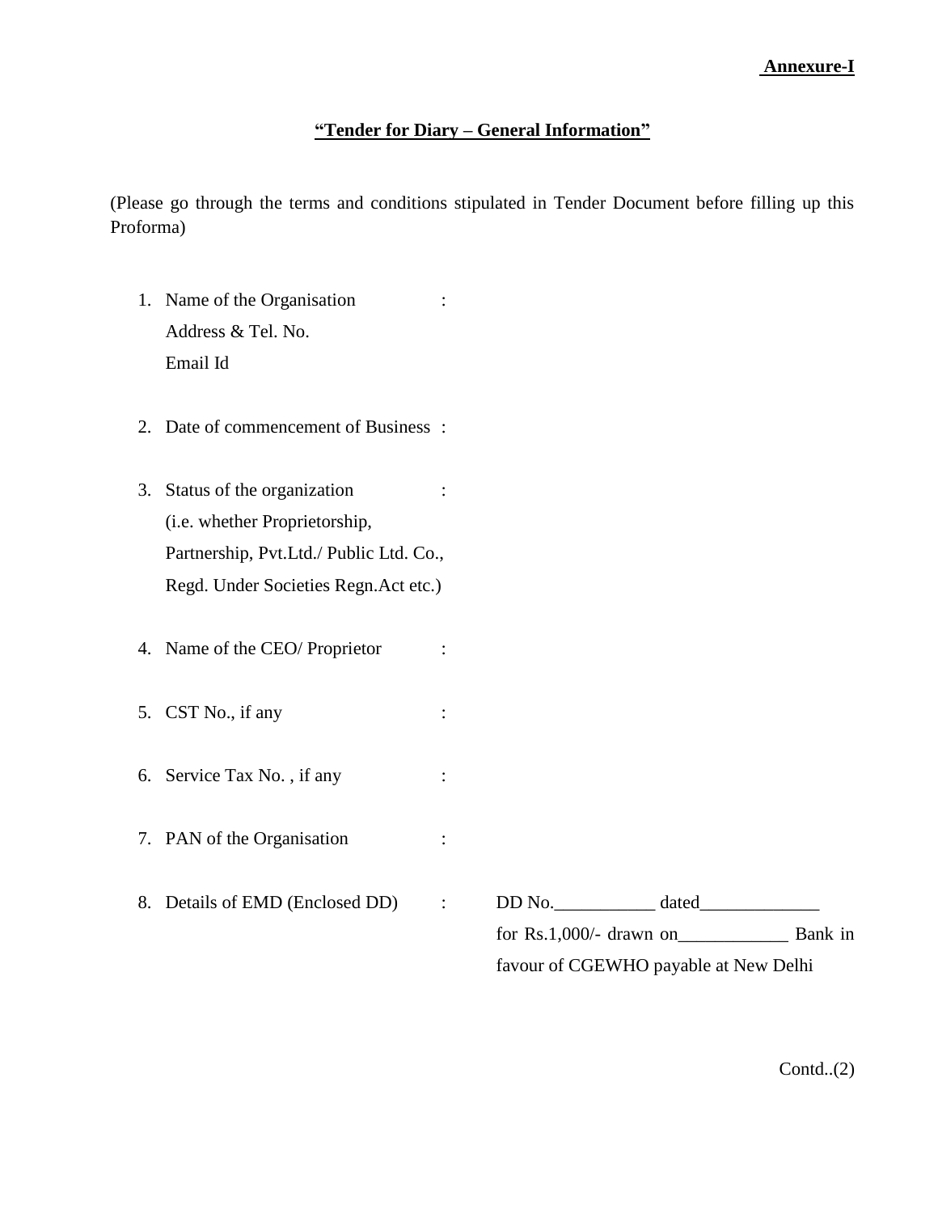**Annexure-I**

## **"Tender for Diary – General Information"**

(Please go through the terms and conditions stipulated in Tender Document before filling up this Proforma)

1. Name of the Organisation :
   Address & Tel. No.
   Email Id

2. Date of commencement of Business :

3. Status of the organization :
   (i.e. whether Proprietorship, Partnership, Pvt.Ltd./ Public Ltd. Co., Regd. Under Societies Regn.Act etc.)

4. Name of the CEO/ Proprietor :

5. CST No., if any :

6. Service Tax No. , if any :

7. PAN of the Organisation :

8. Details of EMD (Enclosed DD) : DD No.___________ dated_____________ for Rs.1,000/- drawn on____________ Bank in favour of CGEWHO payable at New Delhi

Contd..(2)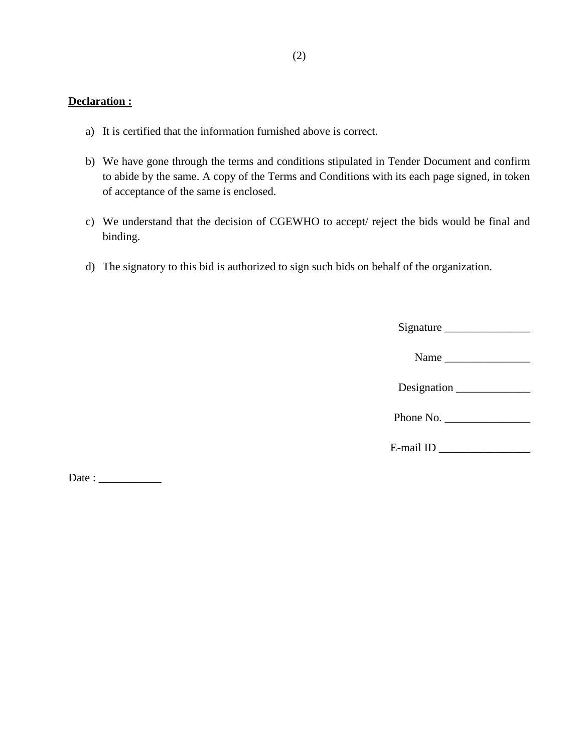**Declaration :**

a) It is certified that the information furnished above is correct.

b) We have gone through the terms and conditions stipulated in Tender Document and confirm to abide by the same. A copy of the Terms and Conditions with its each page signed, in token of acceptance of the same is enclosed.

c) We understand that the decision of CGEWHO to accept/ reject the bids would be final and binding.

d) The signatory to this bid is authorized to sign such bids on behalf of the organization.

Signature _______________

Name _______________

Designation _____________

Phone No. _______________

E-mail ID ________________

Date : ___________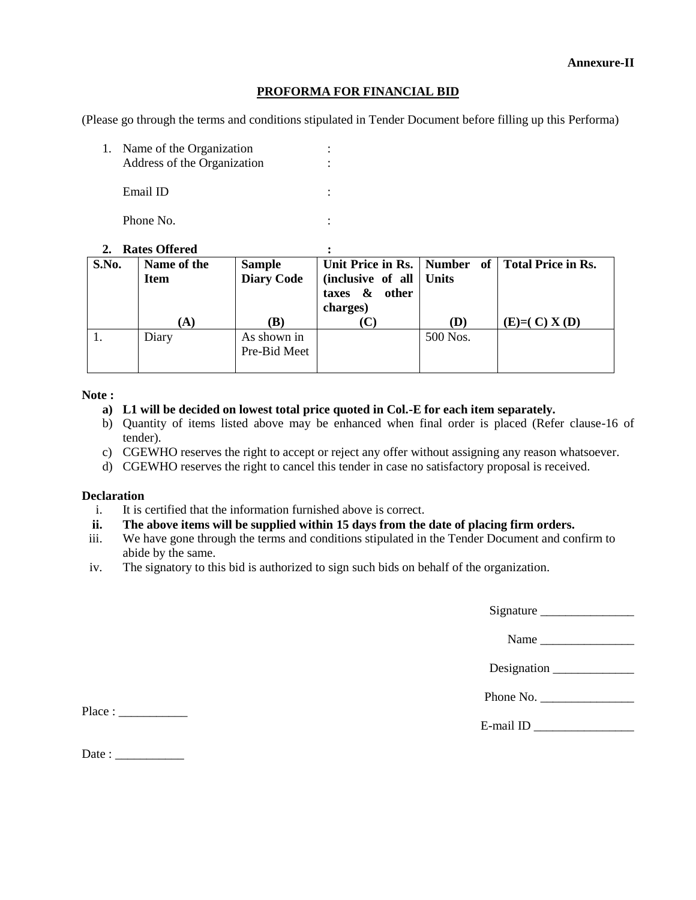**Annexure-II**

## PROFORMA FOR FINANCIAL BID

(Please go through the terms and conditions stipulated in Tender Document before filling up this Performa)

1. Name of the Organization :
   Address of the Organization :

   Email ID :

   Phone No. :

2. **Rates Offered :**

| S.No. | Name of the Item<br>(A) | Sample Diary Code<br>(B) | Unit Price in Rs. (inclusive of all taxes & other charges)<br>(C) | Number of Units<br>(D) | Total Price in Rs.<br>(E)=( C) X (D) |
|---|---|---|---|---|---|
| 1. | Diary | As shown in Pre-Bid Meet | | 500 Nos. | |

**Note :**

a) **L1 will be decided on lowest total price quoted in Col.-E for each item separately.**
b) Quantity of items listed above may be enhanced when final order is placed (Refer clause-16 of tender).
c) CGEWHO reserves the right to accept or reject any offer without assigning any reason whatsoever.
d) CGEWHO reserves the right to cancel this tender in case no satisfactory proposal is received.

**Declaration**

i. It is certified that the information furnished above is correct.
ii. **The above items will be supplied within 15 days from the date of placing firm orders.**
iii. We have gone through the terms and conditions stipulated in the Tender Document and confirm to abide by the same.
iv. The signatory to this bid is authorized to sign such bids on behalf of the organization.

Signature _______________

Name _______________

Designation _____________

Phone No. _______________

E-mail ID ________________

Place : ___________

Date : ___________